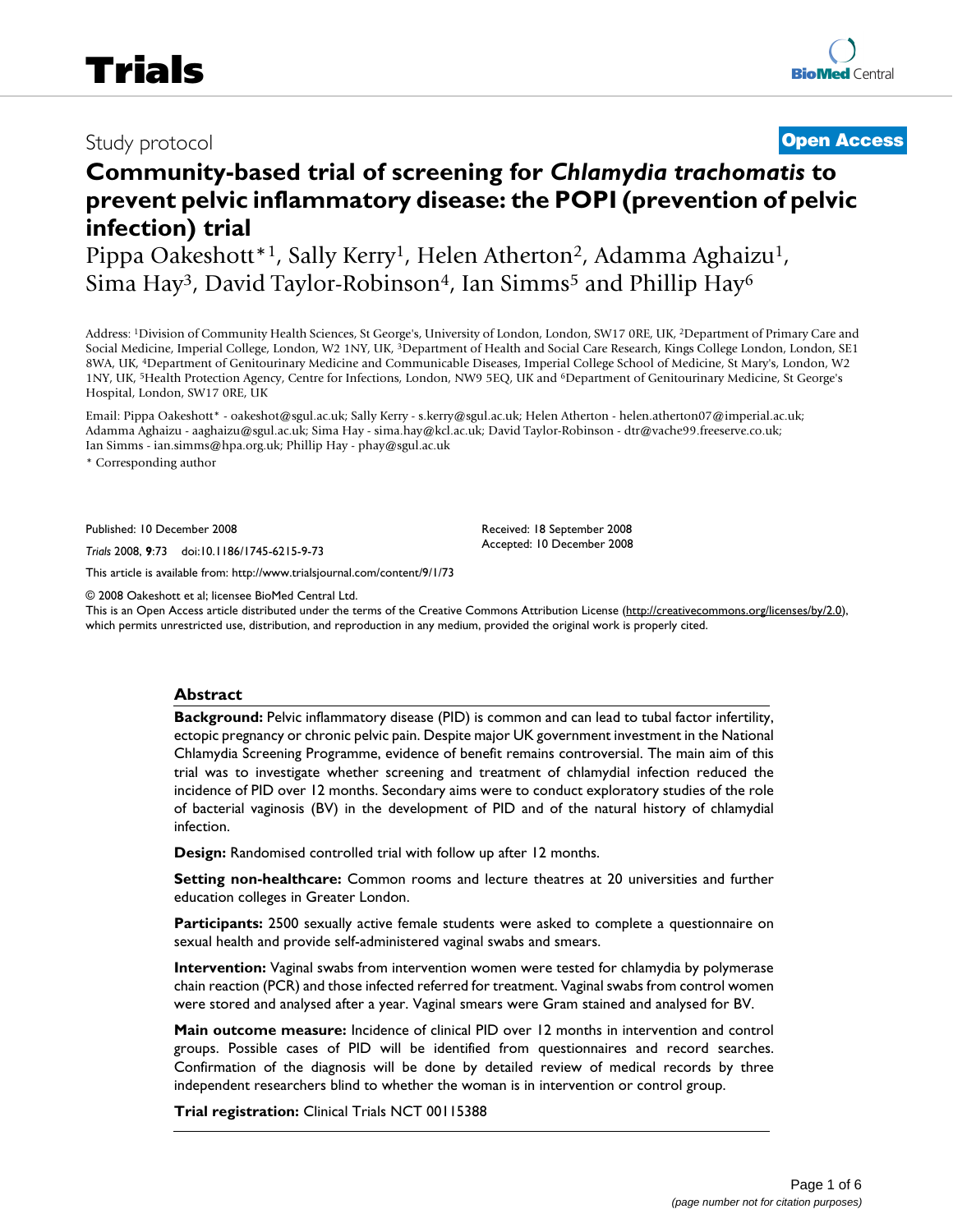Study protocol

**Open Access**

# Community-based trial of screening for *Chlamydia trachomatis* to prevent pelvic inflammatory disease: the POPI (prevention of pelvic infection) trial

Pippa Oakeshott*[1], Sally Kerry[1], Helen Atherton[2], Adamma Aghaizu[1], Sima Hay[3], David Taylor-Robinson[4], Ian Simms[5] and Phillip Hay[6]

Address: [1]Division of Community Health Sciences, St George's, University of London, London, SW17 0RE, UK, [2]Department of Primary Care and Social Medicine, Imperial College, London, W2 1NY, UK, [3]Department of Health and Social Care Research, Kings College London, London, SE1 8WA, UK, [4]Department of Genitourinary Medicine and Communicable Diseases, Imperial College School of Medicine, St Mary's, London, W2 1NY, UK, [5]Health Protection Agency, Centre for Infections, London, NW9 5EQ, UK and [6]Department of Genitourinary Medicine, St George's Hospital, London, SW17 0RE, UK

Email: Pippa Oakeshott* - oakeshot@sgul.ac.uk; Sally Kerry - s.kerry@sgul.ac.uk; Helen Atherton - helen.atherton07@imperial.ac.uk; Adamma Aghaizu - aaghaizu@sgul.ac.uk; Sima Hay - sima.hay@kcl.ac.uk; David Taylor-Robinson - dtr@vache99.freeserve.co.uk; Ian Simms - ian.simms@hpa.org.uk; Phillip Hay - phay@sgul.ac.uk

\* Corresponding author

Published: 10 December 2008

*Trials* 2008, **9**:73 doi:10.1186/1745-6215-9-73

Received: 18 September 2008
Accepted: 10 December 2008

This article is available from: http://www.trialsjournal.com/content/9/1/73

© 2008 Oakeshott et al; licensee BioMed Central Ltd.
This is an Open Access article distributed under the terms of the Creative Commons Attribution License (http://creativecommons.org/licenses/by/2.0), which permits unrestricted use, distribution, and reproduction in any medium, provided the original work is properly cited.

## Abstract

**Background:** Pelvic inflammatory disease (PID) is common and can lead to tubal factor infertility, ectopic pregnancy or chronic pelvic pain. Despite major UK government investment in the National Chlamydia Screening Programme, evidence of benefit remains controversial. The main aim of this trial was to investigate whether screening and treatment of chlamydial infection reduced the incidence of PID over 12 months. Secondary aims were to conduct exploratory studies of the role of bacterial vaginosis (BV) in the development of PID and of the natural history of chlamydial infection.

**Design:** Randomised controlled trial with follow up after 12 months.

**Setting non-healthcare:** Common rooms and lecture theatres at 20 universities and further education colleges in Greater London.

**Participants:** 2500 sexually active female students were asked to complete a questionnaire on sexual health and provide self-administered vaginal swabs and smears.

**Intervention:** Vaginal swabs from intervention women were tested for chlamydia by polymerase chain reaction (PCR) and those infected referred for treatment. Vaginal swabs from control women were stored and analysed after a year. Vaginal smears were Gram stained and analysed for BV.

**Main outcome measure:** Incidence of clinical PID over 12 months in intervention and control groups. Possible cases of PID will be identified from questionnaires and record searches. Confirmation of the diagnosis will be done by detailed review of medical records by three independent researchers blind to whether the woman is in intervention or control group.

**Trial registration:** Clinical Trials NCT 00115388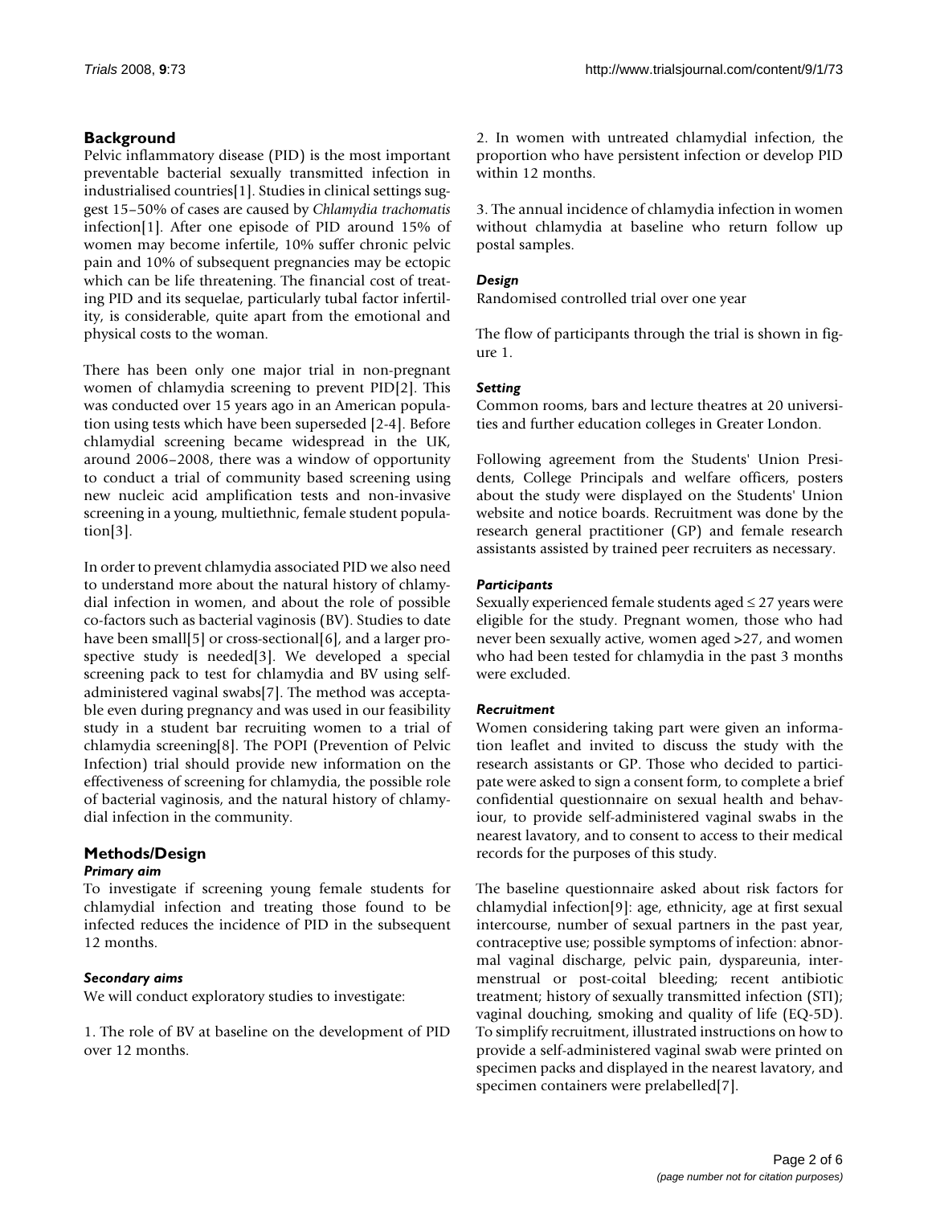## Background

Pelvic inflammatory disease (PID) is the most important preventable bacterial sexually transmitted infection in industrialised countries[1]. Studies in clinical settings suggest 15–50% of cases are caused by *Chlamydia trachomatis* infection[1]. After one episode of PID around 15% of women may become infertile, 10% suffer chronic pelvic pain and 10% of subsequent pregnancies may be ectopic which can be life threatening. The financial cost of treating PID and its sequelae, particularly tubal factor infertility, is considerable, quite apart from the emotional and physical costs to the woman.

There has been only one major trial in non-pregnant women of chlamydia screening to prevent PID[2]. This was conducted over 15 years ago in an American population using tests which have been superseded [2-4]. Before chlamydial screening became widespread in the UK, around 2006–2008, there was a window of opportunity to conduct a trial of community based screening using new nucleic acid amplification tests and non-invasive screening in a young, multiethnic, female student population[3].

In order to prevent chlamydia associated PID we also need to understand more about the natural history of chlamydial infection in women, and about the role of possible co-factors such as bacterial vaginosis (BV). Studies to date have been small[5] or cross-sectional[6], and a larger prospective study is needed[3]. We developed a special screening pack to test for chlamydia and BV using self-administered vaginal swabs[7]. The method was acceptable even during pregnancy and was used in our feasibility study in a student bar recruiting women to a trial of chlamydia screening[8]. The POPI (Prevention of Pelvic Infection) trial should provide new information on the effectiveness of screening for chlamydia, the possible role of bacterial vaginosis, and the natural history of chlamydial infection in the community.

## Methods/Design

### *Primary aim*

To investigate if screening young female students for chlamydial infection and treating those found to be infected reduces the incidence of PID in the subsequent 12 months.

### *Secondary aims*

We will conduct exploratory studies to investigate:

1. The role of BV at baseline on the development of PID over 12 months.

2. In women with untreated chlamydial infection, the proportion who have persistent infection or develop PID within 12 months.

3. The annual incidence of chlamydia infection in women without chlamydia at baseline who return follow up postal samples.

### *Design*

Randomised controlled trial over one year

The flow of participants through the trial is shown in figure 1.

### *Setting*

Common rooms, bars and lecture theatres at 20 universities and further education colleges in Greater London.

Following agreement from the Students' Union Presidents, College Principals and welfare officers, posters about the study were displayed on the Students' Union website and notice boards. Recruitment was done by the research general practitioner (GP) and female research assistants assisted by trained peer recruiters as necessary.

### *Participants*

Sexually experienced female students aged ≤ 27 years were eligible for the study. Pregnant women, those who had never been sexually active, women aged >27, and women who had been tested for chlamydia in the past 3 months were excluded.

### *Recruitment*

Women considering taking part were given an information leaflet and invited to discuss the study with the research assistants or GP. Those who decided to participate were asked to sign a consent form, to complete a brief confidential questionnaire on sexual health and behaviour, to provide self-administered vaginal swabs in the nearest lavatory, and to consent to access to their medical records for the purposes of this study.

The baseline questionnaire asked about risk factors for chlamydial infection[9]: age, ethnicity, age at first sexual intercourse, number of sexual partners in the past year, contraceptive use; possible symptoms of infection: abnormal vaginal discharge, pelvic pain, dyspareunia, intermenstrual or post-coital bleeding; recent antibiotic treatment; history of sexually transmitted infection (STI); vaginal douching, smoking and quality of life (EQ-5D). To simplify recruitment, illustrated instructions on how to provide a self-administered vaginal swab were printed on specimen packs and displayed in the nearest lavatory, and specimen containers were prelabelled[7].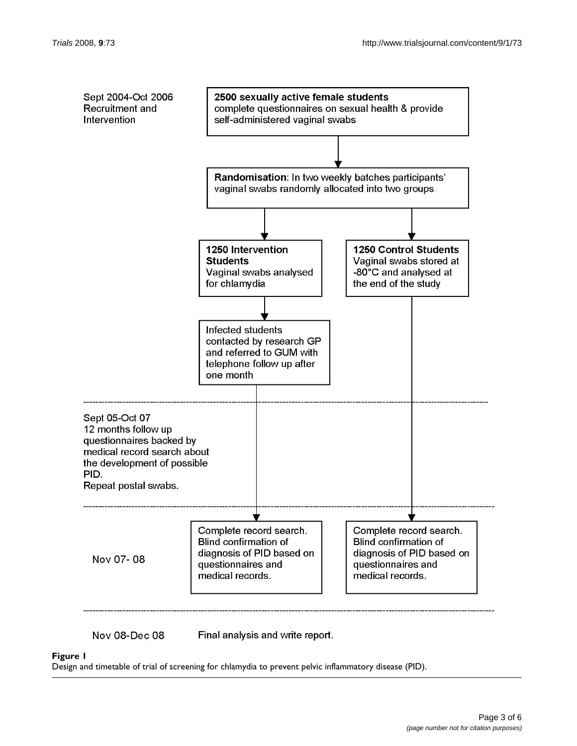Sept 2004-Oct 2006
Recruitment and
Intervention

**2500 sexually active female students**
complete questionnaires on sexual health & provide self-administered vaginal swabs

**Randomisation**: In two weekly batches participants' vaginal swabs randomly allocated into two groups

**1250 Intervention Students**
Vaginal swabs analysed for chlamydia

**1250 Control Students**
Vaginal swabs stored at -80°C and analysed at the end of the study

Infected students contacted by research GP and referred to GUM with telephone follow up after one month

Sept 05-Oct 07
12 months follow up questionnaires backed by medical record search about the development of possible PID.
Repeat postal swabs.

Nov 07- 08

Complete record search. Blind confirmation of diagnosis of PID based on questionnaires and medical records.

Complete record search. Blind confirmation of diagnosis of PID based on questionnaires and medical records.

Nov 08-Dec 08 Final analysis and write report.

**Figure 1**
Design and timetable of trial of screening for chlamydia to prevent pelvic inflammatory disease (PID).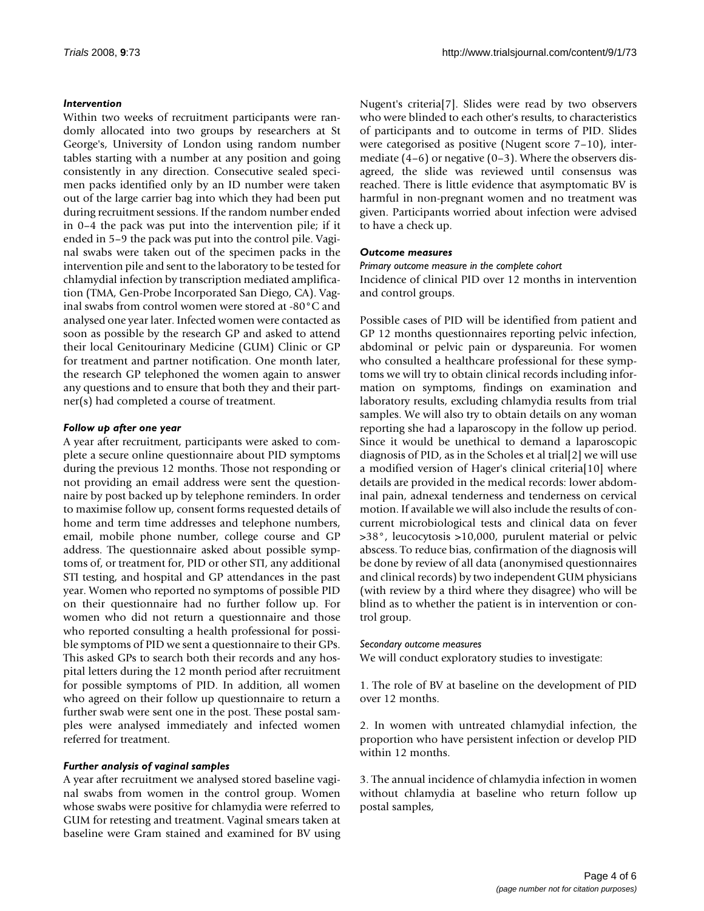### *Intervention*

Within two weeks of recruitment participants were randomly allocated into two groups by researchers at St George's, University of London using random number tables starting with a number at any position and going consistently in any direction. Consecutive sealed specimen packs identified only by an ID number were taken out of the large carrier bag into which they had been put during recruitment sessions. If the random number ended in 0–4 the pack was put into the intervention pile; if it ended in 5–9 the pack was put into the control pile. Vaginal swabs were taken out of the specimen packs in the intervention pile and sent to the laboratory to be tested for chlamydial infection by transcription mediated amplification (TMA, Gen-Probe Incorporated San Diego, CA). Vaginal swabs from control women were stored at -80°C and analysed one year later. Infected women were contacted as soon as possible by the research GP and asked to attend their local Genitourinary Medicine (GUM) Clinic or GP for treatment and partner notification. One month later, the research GP telephoned the women again to answer any questions and to ensure that both they and their partner(s) had completed a course of treatment.

### *Follow up after one year*

A year after recruitment, participants were asked to complete a secure online questionnaire about PID symptoms during the previous 12 months. Those not responding or not providing an email address were sent the questionnaire by post backed up by telephone reminders. In order to maximise follow up, consent forms requested details of home and term time addresses and telephone numbers, email, mobile phone number, college course and GP address. The questionnaire asked about possible symptoms of, or treatment for, PID or other STI, any additional STI testing, and hospital and GP attendances in the past year. Women who reported no symptoms of possible PID on their questionnaire had no further follow up. For women who did not return a questionnaire and those who reported consulting a health professional for possible symptoms of PID we sent a questionnaire to their GPs. This asked GPs to search both their records and any hospital letters during the 12 month period after recruitment for possible symptoms of PID. In addition, all women who agreed on their follow up questionnaire to return a further swab were sent one in the post. These postal samples were analysed immediately and infected women referred for treatment.

### *Further analysis of vaginal samples*

A year after recruitment we analysed stored baseline vaginal swabs from women in the control group. Women whose swabs were positive for chlamydia were referred to GUM for retesting and treatment. Vaginal smears taken at baseline were Gram stained and examined for BV using Nugent's criteria[7]. Slides were read by two observers who were blinded to each other's results, to characteristics of participants and to outcome in terms of PID. Slides were categorised as positive (Nugent score 7–10), intermediate (4–6) or negative (0–3). Where the observers disagreed, the slide was reviewed until consensus was reached. There is little evidence that asymptomatic BV is harmful in non-pregnant women and no treatment was given. Participants worried about infection were advised to have a check up.

### *Outcome measures*

#### *Primary outcome measure in the complete cohort*

Incidence of clinical PID over 12 months in intervention and control groups.

Possible cases of PID will be identified from patient and GP 12 months questionnaires reporting pelvic infection, abdominal or pelvic pain or dyspareunia. For women who consulted a healthcare professional for these symptoms we will try to obtain clinical records including information on symptoms, findings on examination and laboratory results, excluding chlamydia results from trial samples. We will also try to obtain details on any woman reporting she had a laparoscopy in the follow up period. Since it would be unethical to demand a laparoscopic diagnosis of PID, as in the Scholes et al trial[2] we will use a modified version of Hager's clinical criteria[10] where details are provided in the medical records: lower abdominal pain, adnexal tenderness and tenderness on cervical motion. If available we will also include the results of concurrent microbiological tests and clinical data on fever >38°, leucocytosis >10,000, purulent material or pelvic abscess. To reduce bias, confirmation of the diagnosis will be done by review of all data (anonymised questionnaires and clinical records) by two independent GUM physicians (with review by a third where they disagree) who will be blind as to whether the patient is in intervention or control group.

#### *Secondary outcome measures*

We will conduct exploratory studies to investigate:

1. The role of BV at baseline on the development of PID over 12 months.

2. In women with untreated chlamydial infection, the proportion who have persistent infection or develop PID within 12 months.

3. The annual incidence of chlamydia infection in women without chlamydia at baseline who return follow up postal samples,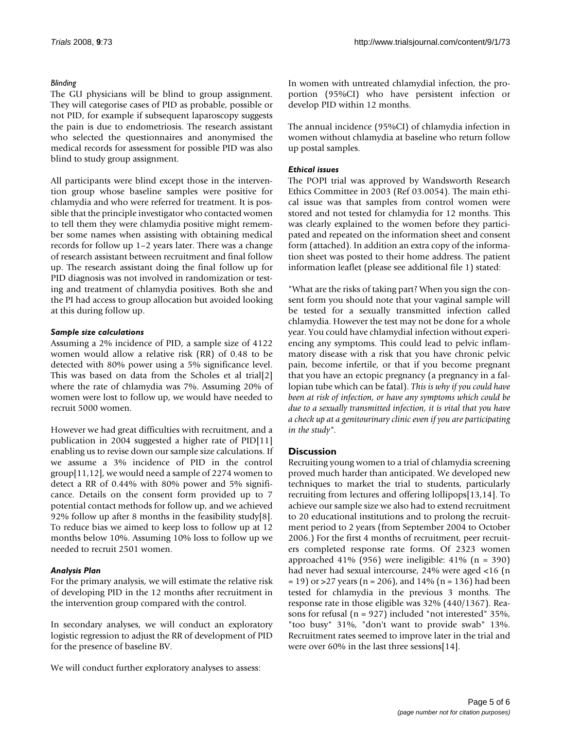*Blinding*

The GU physicians will be blind to group assignment. They will categorise cases of PID as probable, possible or not PID, for example if subsequent laparoscopy suggests the pain is due to endometriosis. The research assistant who selected the questionnaires and anonymised the medical records for assessment for possible PID was also blind to study group assignment.

All participants were blind except those in the intervention group whose baseline samples were positive for chlamydia and who were referred for treatment. It is possible that the principle investigator who contacted women to tell them they were chlamydia positive might remember some names when assisting with obtaining medical records for follow up 1–2 years later. There was a change of research assistant between recruitment and final follow up. The research assistant doing the final follow up for PID diagnosis was not involved in randomization or testing and treatment of chlamydia positives. Both she and the PI had access to group allocation but avoided looking at this during follow up.

### *Sample size calculations*

Assuming a 2% incidence of PID, a sample size of 4122 women would allow a relative risk (RR) of 0.48 to be detected with 80% power using a 5% significance level. This was based on data from the Scholes et al trial[2] where the rate of chlamydia was 7%. Assuming 20% of women were lost to follow up, we would have needed to recruit 5000 women.

However we had great difficulties with recruitment, and a publication in 2004 suggested a higher rate of PID[11] enabling us to revise down our sample size calculations. If we assume a 3% incidence of PID in the control group[11,12], we would need a sample of 2274 women to detect a RR of 0.44% with 80% power and 5% significance. Details on the consent form provided up to 7 potential contact methods for follow up, and we achieved 92% follow up after 8 months in the feasibility study[8]. To reduce bias we aimed to keep loss to follow up at 12 months below 10%. Assuming 10% loss to follow up we needed to recruit 2501 women.

### *Analysis Plan*

For the primary analysis, we will estimate the relative risk of developing PID in the 12 months after recruitment in the intervention group compared with the control.

In secondary analyses, we will conduct an exploratory logistic regression to adjust the RR of development of PID for the presence of baseline BV.

We will conduct further exploratory analyses to assess:

In women with untreated chlamydial infection, the proportion (95%CI) who have persistent infection or develop PID within 12 months.

The annual incidence (95%CI) of chlamydia infection in women without chlamydia at baseline who return follow up postal samples.

### *Ethical issues*

The POPI trial was approved by Wandsworth Research Ethics Committee in 2003 (Ref 03.0054). The main ethical issue was that samples from control women were stored and not tested for chlamydia for 12 months. This was clearly explained to the women before they participated and repeated on the information sheet and consent form (attached). In addition an extra copy of the information sheet was posted to their home address. The patient information leaflet (please see additional file 1) stated:

"What are the risks of taking part? When you sign the consent form you should note that your vaginal sample will be tested for a sexually transmitted infection called chlamydia. However the test may not be done for a whole year. You could have chlamydial infection without experiencing any symptoms. This could lead to pelvic inflammatory disease with a risk that you have chronic pelvic pain, become infertile, or that if you become pregnant that you have an ectopic pregnancy (a pregnancy in a fallopian tube which can be fatal). *This is why if you could have been at risk of infection, or have any symptoms which could be due to a sexually transmitted infection, it is vital that you have a check up at a genitourinary clinic even if you are participating in the study*".

## Discussion

Recruiting young women to a trial of chlamydia screening proved much harder than anticipated. We developed new techniques to market the trial to students, particularly recruiting from lectures and offering lollipops[13,14]. To achieve our sample size we also had to extend recruitment to 20 educational institutions and to prolong the recruitment period to 2 years (from September 2004 to October 2006.) For the first 4 months of recruitment, peer recruiters completed response rate forms. Of 2323 women approached 41% (956) were ineligible: 41% (n = 390) had never had sexual intercourse, 24% were aged <16 (n = 19) or >27 years (n = 206), and 14% (n = 136) had been tested for chlamydia in the previous 3 months. The response rate in those eligible was 32% (440/1367). Reasons for refusal (n = 927) included "not interested" 35%, "too busy" 31%, "don't want to provide swab" 13%. Recruitment rates seemed to improve later in the trial and were over 60% in the last three sessions[14].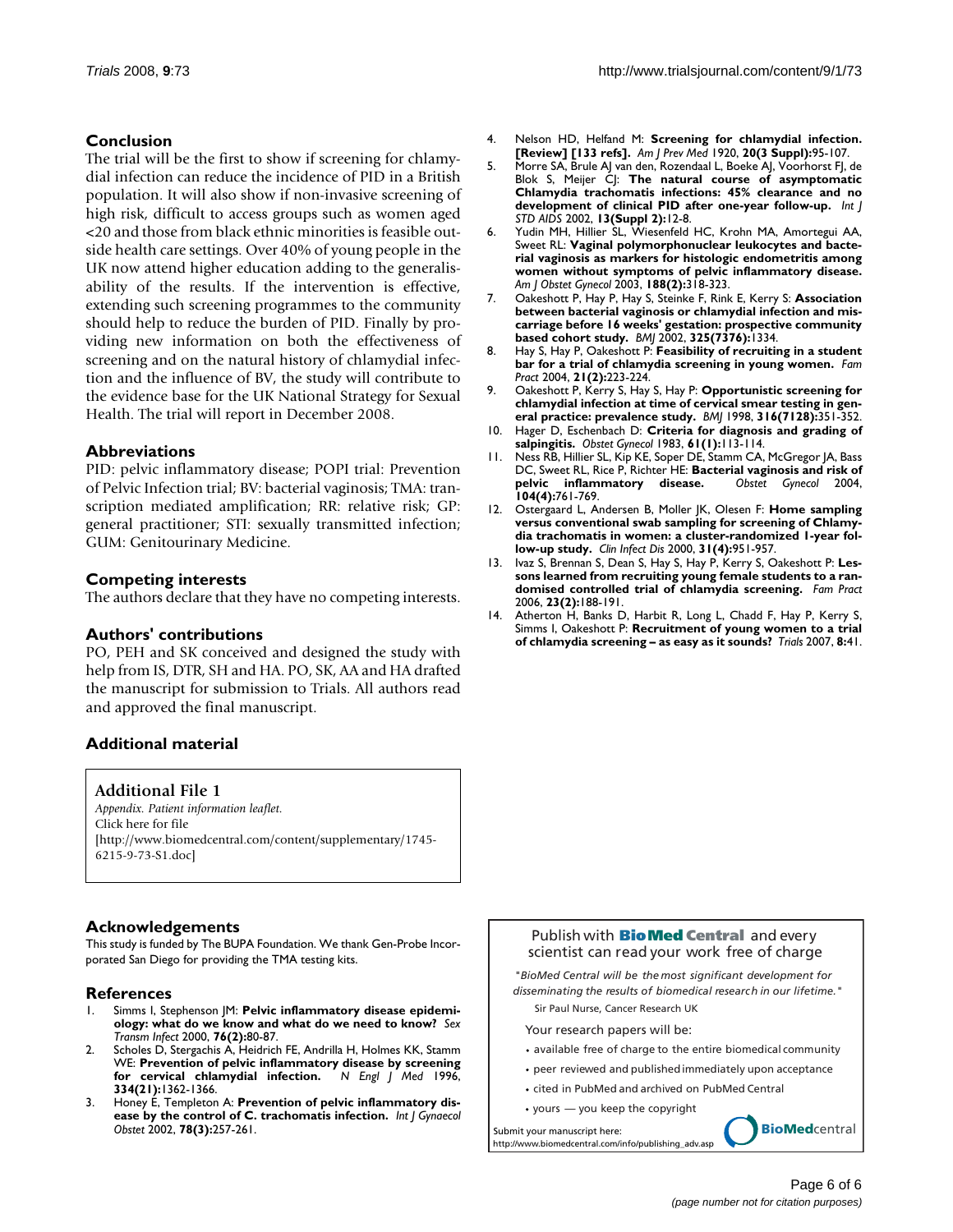## Conclusion

The trial will be the first to show if screening for chlamydial infection can reduce the incidence of PID in a British population. It will also show if non-invasive screening of high risk, difficult to access groups such as women aged <20 and those from black ethnic minorities is feasible outside health care settings. Over 40% of young people in the UK now attend higher education adding to the generalisability of the results. If the intervention is effective, extending such screening programmes to the community should help to reduce the burden of PID. Finally by providing new information on both the effectiveness of screening and on the natural history of chlamydial infection and the influence of BV, the study will contribute to the evidence base for the UK National Strategy for Sexual Health. The trial will report in December 2008.

## Abbreviations

PID: pelvic inflammatory disease; POPI trial: Prevention of Pelvic Infection trial; BV: bacterial vaginosis; TMA: transcription mediated amplification; RR: relative risk; GP: general practitioner; STI: sexually transmitted infection; GUM: Genitourinary Medicine.

## Competing interests

The authors declare that they have no competing interests.

## Authors' contributions

PO, PEH and SK conceived and designed the study with help from IS, DTR, SH and HA. PO, SK, AA and HA drafted the manuscript for submission to Trials. All authors read and approved the final manuscript.

## Additional material

**Additional File 1**

*Appendix. Patient information leaflet.*
Click here for file
[http://www.biomedcentral.com/content/supplementary/1745-6215-9-73-S1.doc]

## Acknowledgements

This study is funded by The BUPA Foundation. We thank Gen-Probe Incorporated San Diego for providing the TMA testing kits.

## References

1. Simms I, Stephenson JM: **Pelvic inflammatory disease epidemiology: what do we know and what do we need to know?** *Sex Transm Infect* 2000, **76(2):**80-87.
2. Scholes D, Stergachis A, Heidrich FE, Andrilla H, Holmes KK, Stamm WE: **Prevention of pelvic inflammatory disease by screening for cervical chlamydial infection.** *N Engl J Med* 1996, **334(21):**1362-1366.
3. Honey E, Templeton A: **Prevention of pelvic inflammatory disease by the control of C. trachomatis infection.** *Int J Gynaecol Obstet* 2002, **78(3):**257-261.
4. Nelson HD, Helfand M: **Screening for chlamydial infection. [Review] [133 refs].** *Am J Prev Med* 1920, **20(3 Suppl):**95-107.
5. Morre SA, Brule AJ van den, Rozendaal L, Boeke AJ, Voorhorst FJ, de Blok S, Meijer CJ: **The natural course of asymptomatic Chlamydia trachomatis infections: 45% clearance and no development of clinical PID after one-year follow-up.** *Int J STD AIDS* 2002, **13(Suppl 2):**12-8.
6. Yudin MH, Hillier SL, Wiesenfeld HC, Krohn MA, Amortegui AA, Sweet RL: **Vaginal polymorphonuclear leukocytes and bacterial vaginosis as markers for histologic endometritis among women without symptoms of pelvic inflammatory disease.** *Am J Obstet Gynecol* 2003, **188(2):**318-323.
7. Oakeshott P, Hay P, Hay S, Steinke F, Rink E, Kerry S: **Association between bacterial vaginosis or chlamydial infection and miscarriage before 16 weeks' gestation: prospective community based cohort study.** *BMJ* 2002, **325(7376):**1334.
8. Hay S, Hay P, Oakeshott P: **Feasibility of recruiting in a student bar for a trial of chlamydia screening in young women.** *Fam Pract* 2004, **21(2):**223-224.
9. Oakeshott P, Kerry S, Hay S, Hay P: **Opportunistic screening for chlamydial infection at time of cervical smear testing in general practice: prevalence study.** *BMJ* 1998, **316(7128):**351-352.
10. Hager D, Eschenbach D: **Criteria for diagnosis and grading of salpingitis.** *Obstet Gynecol* 1983, **61(1):**113-114.
11. Ness RB, Hillier SL, Kip KE, Soper DE, Stamm CA, McGregor JA, Bass DC, Sweet RL, Rice P, Richter HE: **Bacterial vaginosis and risk of pelvic inflammatory disease.** *Obstet Gynecol* 2004, **104(4):**761-769.
12. Ostergaard L, Andersen B, Moller JK, Olesen F: **Home sampling versus conventional swab sampling for screening of Chlamydia trachomatis in women: a cluster-randomized 1-year follow-up study.** *Clin Infect Dis* 2000, **31(4):**951-957.
13. Ivaz S, Brennan S, Dean S, Hay S, Hay P, Kerry S, Oakeshott P: **Lessons learned from recruiting young female students to a randomised controlled trial of chlamydia screening.** *Fam Pract* 2006, **23(2):**188-191.
14. Atherton H, Banks D, Harbit R, Long L, Chadd F, Hay P, Kerry S, Simms I, Oakeshott P: **Recruitment of young women to a trial of chlamydia screening – as easy as it sounds?** *Trials* 2007, **8:**41.